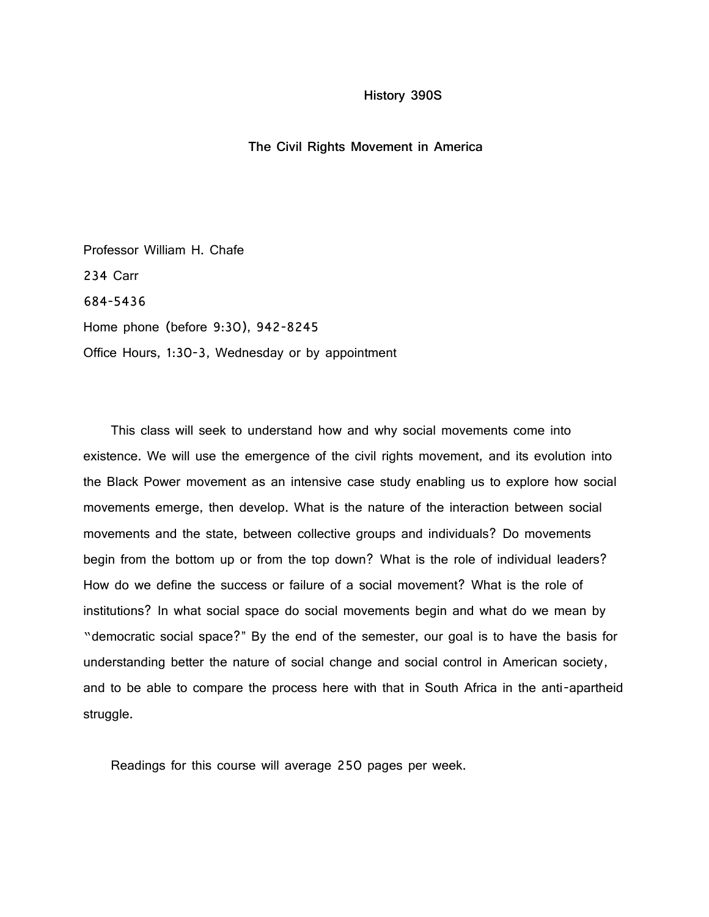# History 390S

## The Civil Rights Movement in America

Professor William H. Chafe

234 Carr

684-5436

Home phone (before 9:30), 942-8245

Office Hours, 1:30-3, Wednesday or by appointment

This class will seek to understand how and why social movements come into existence. We will use the emergence of the civil rights movement, and its evolution into the Black Power movement as an intensive case study enabling us to explore how social movements emerge, then develop. What is the nature of the interaction between social movements and the state, between collective groups and individuals? Do movements begin from the bottom up or from the top down? What is the role of individual leaders? How do we define the success or failure of a social movement? What is the role of institutions? In what social space do social movements begin and what do we mean by "democratic social space?" By the end of the semester, our goal is to have the basis for understanding better the nature of social change and social control in American society, and to be able to compare the process here with that in South Africa in the anti-apartheid struggle.

Readings for this course will average 250 pages per week.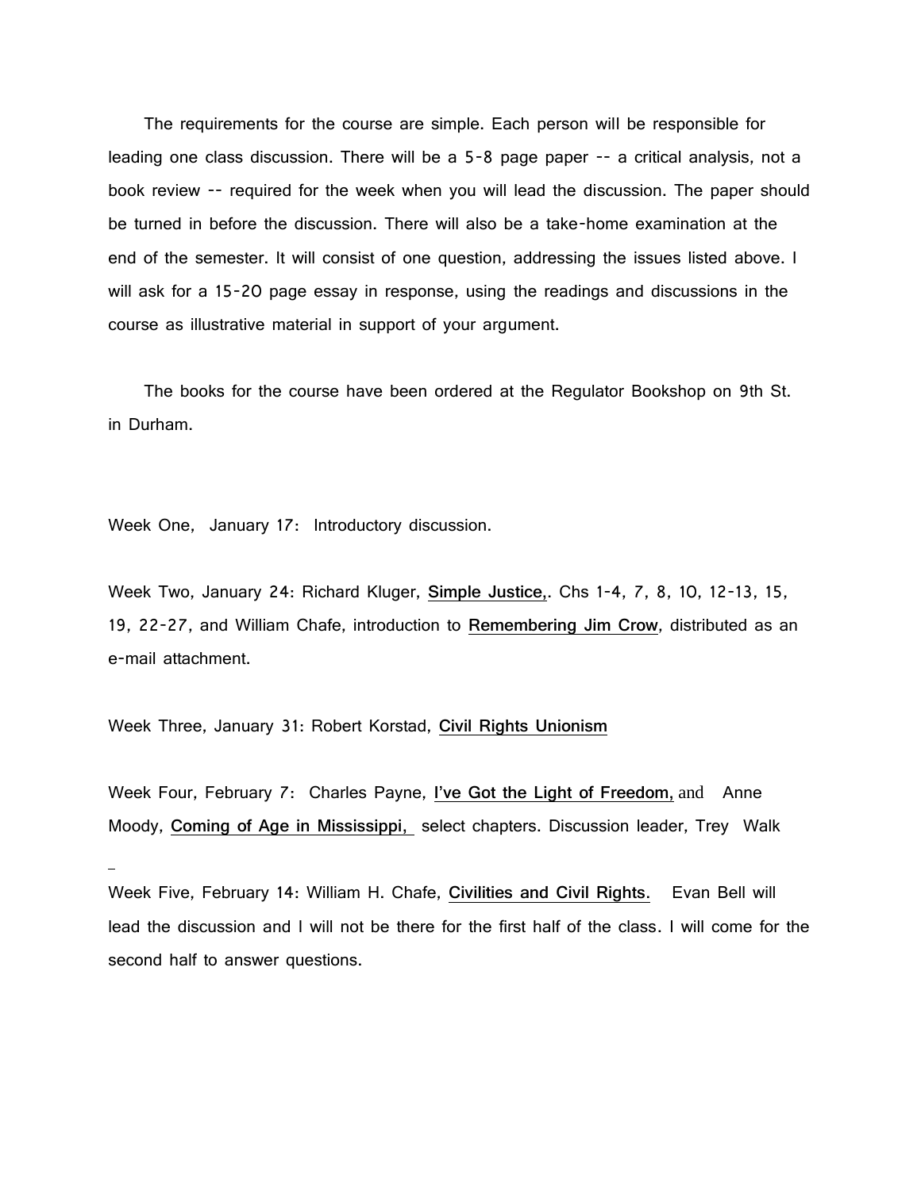The requirements for the course are simple. Each person will be responsible for leading one class discussion. There will be a 5-8 page paper -- a critical analysis, not a book review -- required for the week when you will lead the discussion. The paper should be turned in before the discussion. There will also be a take-home examination at the end of the semester. It will consist of one question, addressing the issues listed above. I will ask for a 15-20 page essay in response, using the readings and discussions in the course as illustrative material in support of your argument.

The books for the course have been ordered at the Regulator Bookshop on 9th St. in Durham.

Week One, January 17: Introductory discussion.

Week Two, January 24: Richard Kluger, **Simple Justice,**. Chs 1-4, 7, 8, 10, 12-13, 15, 19, 22-27, and William Chafe, introduction to **Remembering Jim Crow**, distributed as an e-mail attachment.

Week Three, January 31: Robert Korstad, **Civil Rights Unionism**

Week Four, February 7: Charles Payne, **I've Got the Light of Freedom,** and Anne Moody, **Coming of Age in Mississippi,** select chapters. Discussion leader, Trey Walk

Week Five, February 14: William H. Chafe, **Civilities and Civil Rights.** Evan Bell will lead the discussion and I will not be there for the first half of the class. I will come for the second half to answer questions.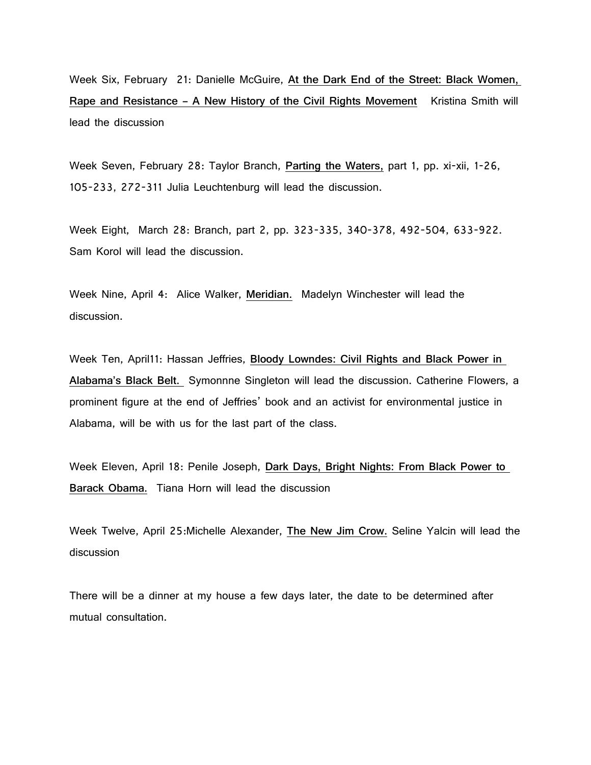Week Six, February 21: Danielle McGuire, <u>**At the Dark End of the Street: Black Women, Rape and Resistance – A New History of the Civil Rights Movement**</u> Kristina Smith will lead the discussion

Week Seven, February 28: Taylor Branch, <u>**Parting the Waters,**</u> part 1, pp. xi-xii, 1-26, 105-233, 272-311 Julia Leuchtenburg will lead the discussion.

Week Eight, March 28: Branch, part 2, pp. 323-335, 340-378, 492-504, 633-922. Sam Korol will lead the discussion.

Week Nine, April 4: Alice Walker, <u>**Meridian.**</u> Madelyn Winchester will lead the discussion.

Week Ten, April11: Hassan Jeffries, <u>**Bloody Lowndes: Civil Rights and Black Power in Alabama's Black Belt.**</u> Symonnne Singleton will lead the discussion. Catherine Flowers, a prominent figure at the end of Jeffries' book and an activist for environmental justice in Alabama, will be with us for the last part of the class.

Week Eleven, April 18: Penile Joseph, <u>**Dark Days, Bright Nights: From Black Power to Barack Obama.**</u> Tiana Horn will lead the discussion

Week Twelve, April 25:Michelle Alexander, <u>**The New Jim Crow.**</u> Seline Yalcin will lead the discussion

There will be a dinner at my house a few days later, the date to be determined after mutual consultation.